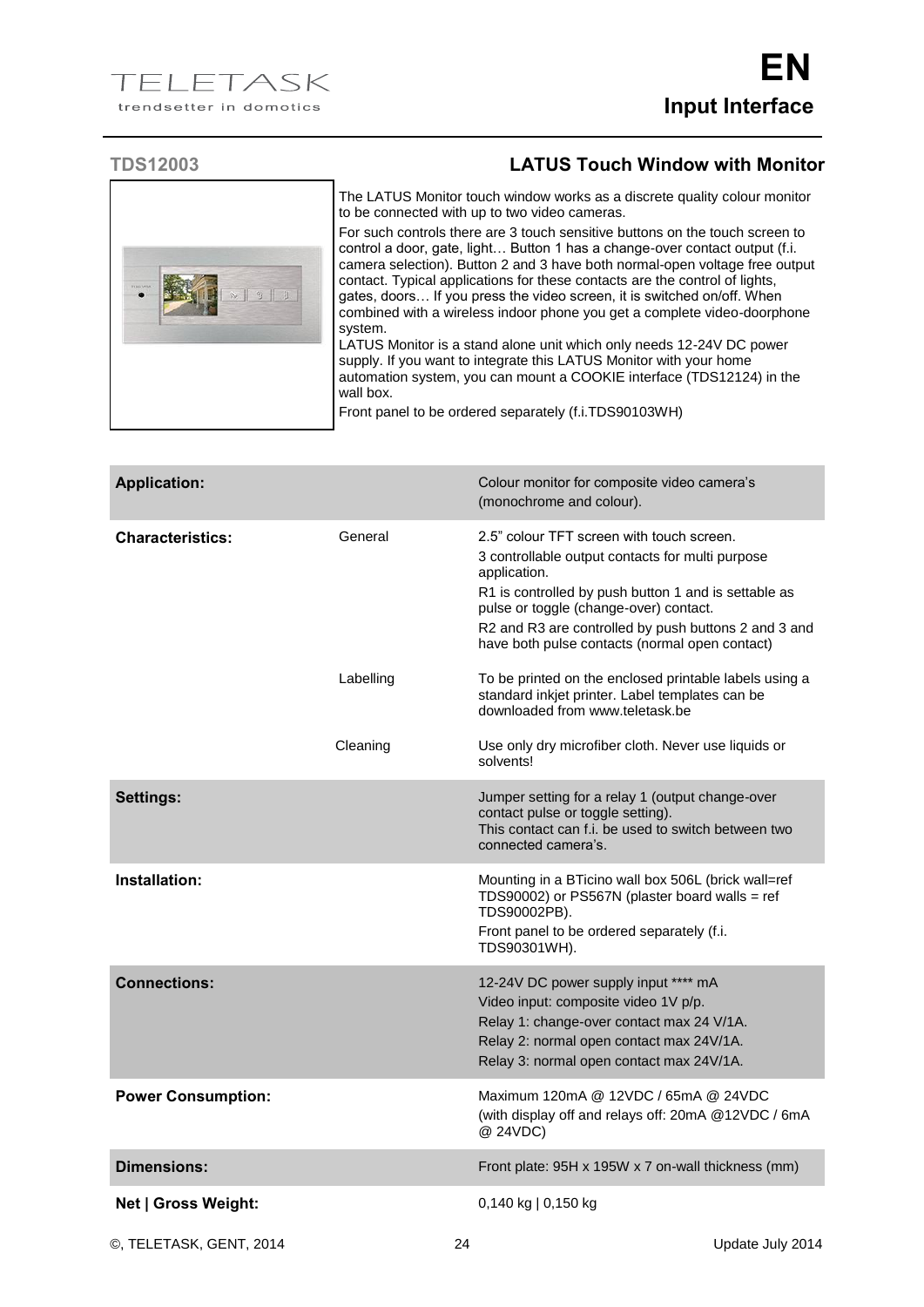# Input Interface

## TDS12003 — LATUS Touch Window with Monitor

The LATUS Monitor touch window works as a discrete quality colour monitor to be connected with up to two video cameras.

For such controls there are 3 touch sensitive buttons on the touch screen to control a door, gate, light… Button 1 has a change-over contact output (f.i. camera selection). Button 2 and 3 have both normal-open voltage free output contact. Typical applications for these contacts are the control of lights, gates, doors… If you press the video screen, it is switched on/off. When combined with a wireless indoor phone you get a complete video-doorphone system.

LATUS Monitor is a stand alone unit which only needs 12-24V DC power supply. If you want to integrate this LATUS Monitor with your home automation system, you can mount a COOKIE interface (TDS12124) in the wall box.

Front panel to be ordered separately (f.i.TDS90103WH)

| | | |
|---|---|---|
| **Application:** | | Colour monitor for composite video camera's (monochrome and colour). |
| **Characteristics:** | General | 2.5" colour TFT screen with touch screen.<br>3 controllable output contacts for multi purpose application.<br>R1 is controlled by push button 1 and is settable as pulse or toggle (change-over) contact.<br>R2 and R3 are controlled by push buttons 2 and 3 and have both pulse contacts (normal open contact) |
| | Labelling | To be printed on the enclosed printable labels using a standard inkjet printer. Label templates can be downloaded from www.teletask.be |
| | Cleaning | Use only dry microfiber cloth. Never use liquids or solvents! |
| **Settings:** | | Jumper setting for a relay 1 (output change-over contact pulse or toggle setting).<br>This contact can f.i. be used to switch between two connected camera's. |
| **Installation:** | | Mounting in a BTicino wall box 506L (brick wall=ref TDS90002) or PS567N (plaster board walls = ref TDS90002PB).<br>Front panel to be ordered separately (f.i. TDS90301WH). |
| **Connections:** | | 12-24V DC power supply input **** mA<br>Video input: composite video 1V p/p.<br>Relay 1: change-over contact max 24 V/1A.<br>Relay 2: normal open contact max 24V/1A.<br>Relay 3: normal open contact max 24V/1A. |
| **Power Consumption:** | | Maximum 120mA @ 12VDC / 65mA @ 24VDC<br>(with display off and relays off: 20mA @12VDC / 6mA @ 24VDC) |
| **Dimensions:** | | Front plate: 95H x 195W x 7 on-wall thickness (mm) |
| **Net \| Gross Weight:** | | 0,140 kg \| 0,150 kg |

©, TELETASK, GENT, 2014 — Update July 2014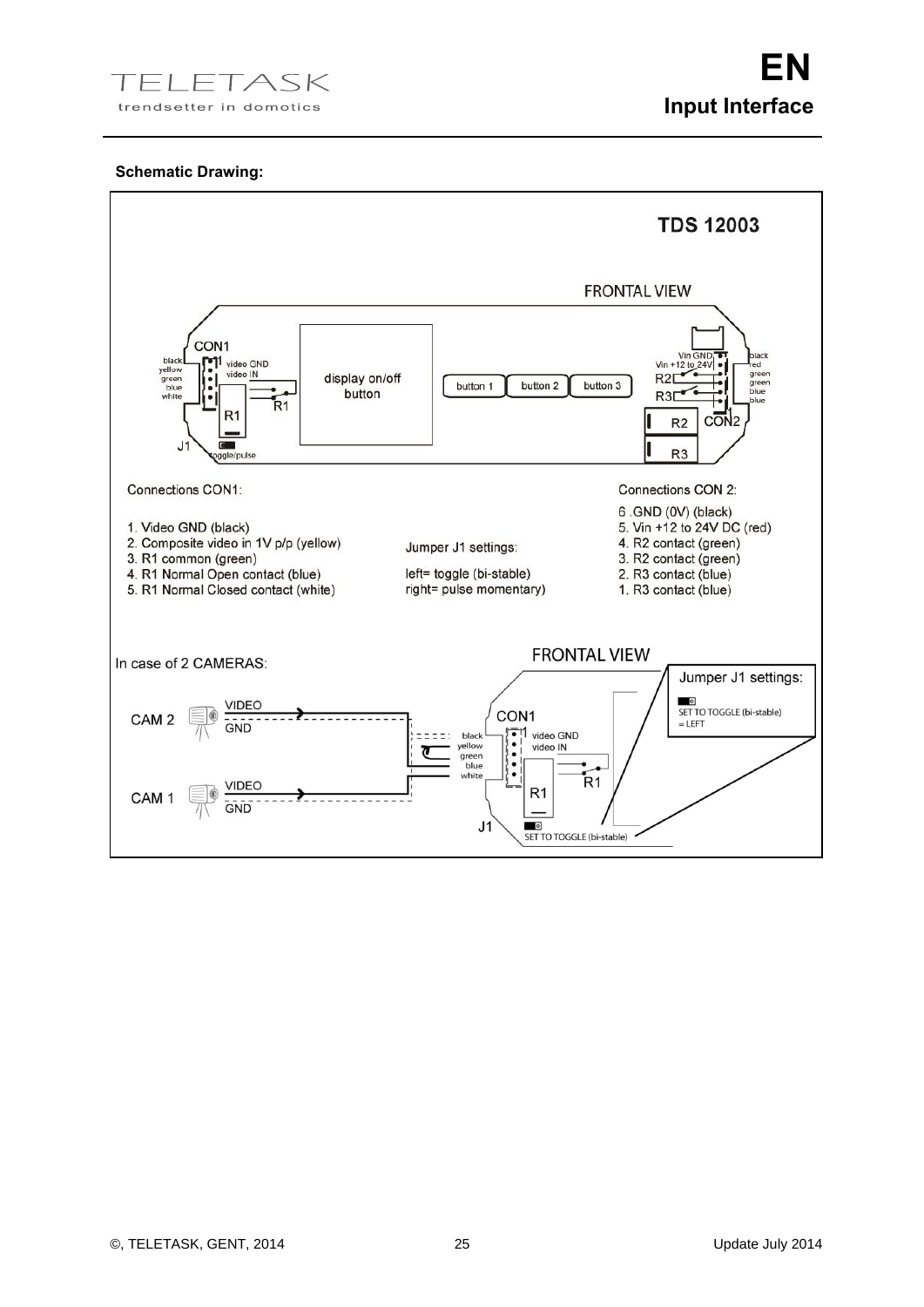**Schematic Drawing:**

TDS 12003

FRONTAL VIEW

CON1

black
yellow
green
blue
white

1 video GND
video IN

display on/off button

R1

J1

toggle/pulse

button 1
button 2
button 3

Vin GND
Vin +12 to 24V

R2
R3

black
red
green
green
blue
blue

1
CON2

R2
R3

Connections CON1:

1. Video GND (black)
2. Composite video in 1V p/p (yellow)
3. R1 common (green)
4. R1 Normal Open contact (blue)
5. R1 Normal Closed contact (white)

Jumper J1 settings:

left= toggle (bi-stable)
right= pulse momentary)

Connections CON 2:

6 .GND (0V) (black)
5. Vin +12 to 24V DC (red)
4. R2 contact (green)
3. R2 contact (green)
2. R3 contact (blue)
1. R3 contact (blue)

In case of 2 CAMERAS:

FRONTAL VIEW

Jumper J1 settings:

SET TO TOGGLE (bi-stable) = LEFT

CAM 2
VIDEO
GND

CAM 1
VIDEO
GND

CON1

black
yellow
green
blue
white

1 video GND
video IN

R1

R1

J1

SET TO TOGGLE (bi-stable)